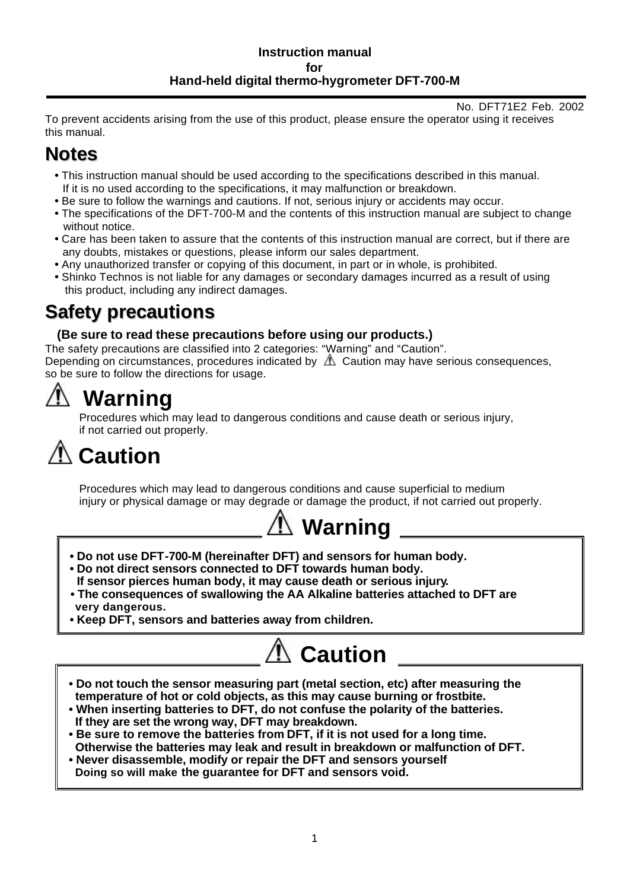**Instruction manual**
**for**
**Hand-held digital thermo-hygrometer DFT-700-M**

No. DFT71E2 Feb. 2002

To prevent accidents arising from the use of this product, please ensure the operator using it receives this manual.

# Notes

- This instruction manual should be used according to the specifications described in this manual. If it is no used according to the specifications, it may malfunction or breakdown.
- Be sure to follow the warnings and cautions. If not, serious injury or accidents may occur.
- The specifications of the DFT-700-M and the contents of this instruction manual are subject to change without notice.
- Care has been taken to assure that the contents of this instruction manual are correct, but if there are any doubts, mistakes or questions, please inform our sales department.
- Any unauthorized transfer or copying of this document, in part or in whole, is prohibited.
- Shinko Technos is not liable for any damages or secondary damages incurred as a result of using this product, including any indirect damages.

# Safety precautions

**(Be sure to read these precautions before using our products.)**

The safety precautions are classified into 2 categories: “Warning” and “Caution”.
Depending on circumstances, procedures indicated by ⚠ Caution may have serious consequences, so be sure to follow the directions for usage.

## ⚠ Warning

Procedures which may lead to dangerous conditions and cause death or serious injury, if not carried out properly.

## ⚠ Caution

Procedures which may lead to dangerous conditions and cause superficial to medium injury or physical damage or may degrade or damage the product, if not carried out properly.

## ⚠ Warning

- **Do not use DFT-700-M (hereinafter DFT) and sensors for human body.**
- **Do not direct sensors connected to DFT towards human body.**
  **If sensor pierces human body, it may cause death or serious injury.**
- **The consequences of swallowing the AA Alkaline batteries attached to DFT are very dangerous.**
- **Keep DFT, sensors and batteries away from children.**

## ⚠ Caution

- **Do not touch the sensor measuring part (metal section, etc) after measuring the temperature of hot or cold objects, as this may cause burning or frostbite.**
- **When inserting batteries to DFT, do not confuse the polarity of the batteries.**
  **If they are set the wrong way, DFT may breakdown.**
- **Be sure to remove the batteries from DFT, if it is not used for a long time.**
  **Otherwise the batteries may leak and result in breakdown or malfunction of DFT.**
- **Never disassemble, modify or repair the DFT and sensors yourself**
  **Doing so will make the guarantee for DFT and sensors void.**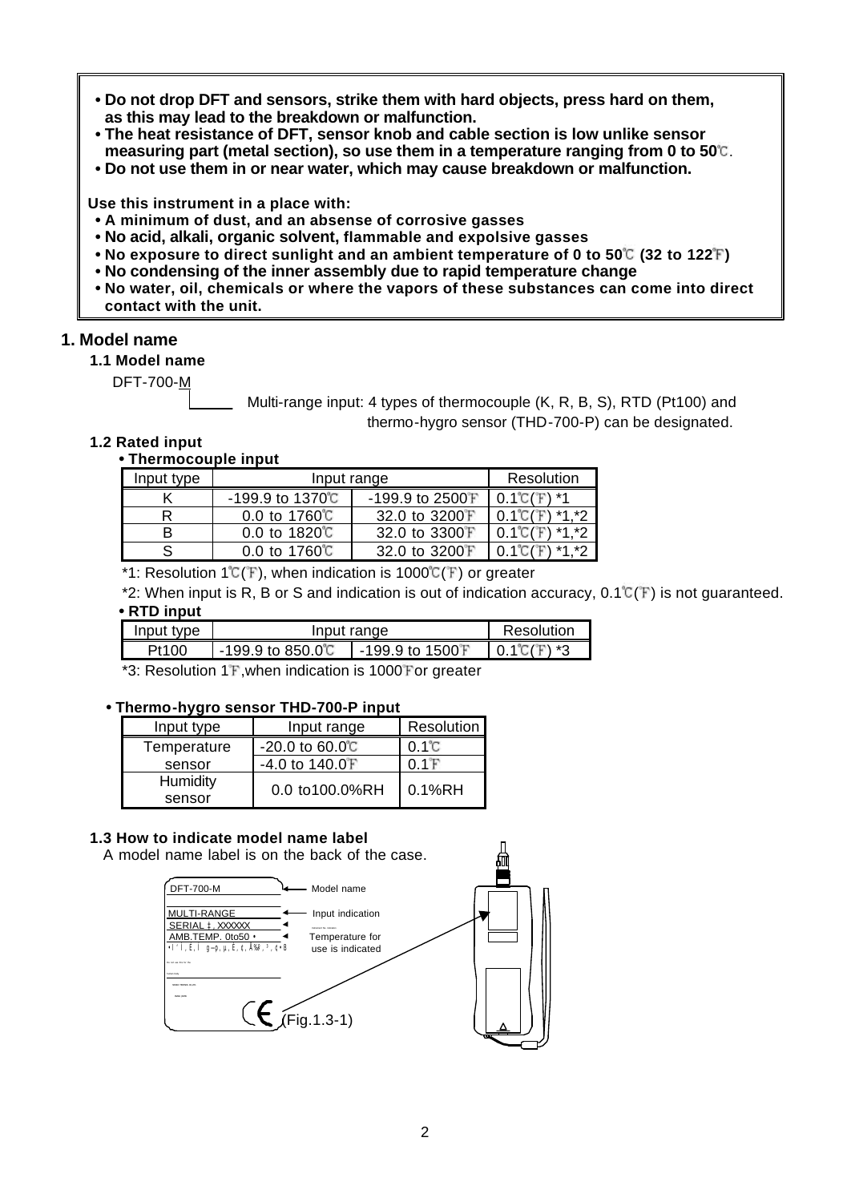- **Do not drop DFT and sensors, strike them with hard objects, press hard on them, as this may lead to the breakdown or malfunction.**
- **The heat resistance of DFT, sensor knob and cable section is low unlike sensor measuring part (metal section), so use them in a temperature ranging from 0 to 50℃.**
- **Do not use them in or near water, which may cause breakdown or malfunction.**

**Use this instrument in a place with:**

- **A minimum of dust, and an absense of corrosive gasses**
- **No acid, alkali, organic solvent, flammable and expolsive gasses**
- **No exposure to direct sunlight and an ambient temperature of 0 to 50℃ (32 to 122℉)**
- **No condensing of the inner assembly due to rapid temperature change**
- **No water, oil, chemicals or where the vapors of these substances can come into direct contact with the unit.**

## 1. Model name

### 1.1 Model name

DFT-700-M

M: Multi-range input: 4 types of thermocouple (K, R, B, S), RTD (Pt100) and thermo-hygro sensor (THD-700-P) can be designated.

### 1.2 Rated input

**• Thermocouple input**

| Input type | Input range | | Resolution |
|---|---|---|---|
| K | -199.9 to 1370℃ | -199.9 to 2500℉ | 0.1℃(℉) *1 |
| R | 0.0 to 1760℃ | 32.0 to 3200℉ | 0.1℃(℉) *1,*2 |
| B | 0.0 to 1820℃ | 32.0 to 3300℉ | 0.1℃(℉) *1,*2 |
| S | 0.0 to 1760℃ | 32.0 to 3200℉ | 0.1℃(℉) *1,*2 |

*1: Resolution 1℃(℉), when indication is 1000℃(℉) or greater

*2: When input is R, B or S and indication is out of indication accuracy, 0.1℃(℉) is not guaranteed.

**• RTD input**

| Input type | Input range | | Resolution |
|---|---|---|---|
| Pt100 | -199.9 to 850.0℃ | -199.9 to 1500℉ | 0.1℃(℉) *3 |

*3: Resolution 1℉,when indication is 1000℉or greater

**• Thermo-hygro sensor THD-700-P input**

| Input type | Input range | Resolution |
|---|---|---|
| Temperature sensor | -20.0 to 60.0℃ | 0.1℃ |
| | -4.0 to 140.0℉ | 0.1℉ |
| Humidity sensor | 0.0 to100.0%RH | 0.1%RH |

### 1.3 How to indicate model name label

A model name label is on the back of the case.

DFT-700-M ← Model name

MULTI-RANGE ← Input indication

SERIAL No. XXXXXX

AMB.TEMP. 0to50℃ ← Temperature for use is indicated

(Fig.1.3-1)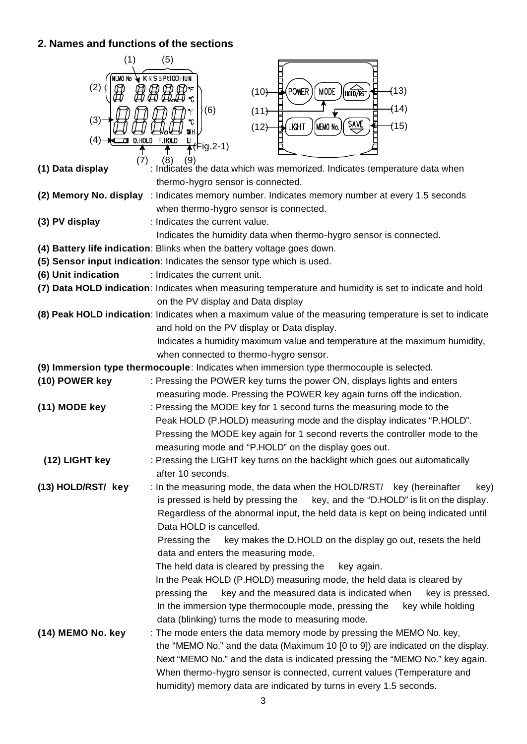## 2. Names and functions of the sections

(Fig.2-1)

**(1) Data display** : Indicates the data which was memorized. Indicates temperature data when thermo-hygro sensor is connected.

**(2) Memory No. display** : Indicates memory number. Indicates memory number at every 1.5 seconds when thermo-hygro sensor is connected.

**(3) PV display** : Indicates the current value.
Indicates the humidity data when thermo-hygro sensor is connected.

**(4) Battery life indication**: Blinks when the battery voltage goes down.

**(5) Sensor input indication**: Indicates the sensor type which is used.

**(6) Unit indication** : Indicates the current unit.

**(7) Data HOLD indication**: Indicates when measuring temperature and humidity is set to indicate and hold on the PV display and Data display

**(8) Peak HOLD indication**: Indicates when a maximum value of the measuring temperature is set to indicate and hold on the PV display or Data display.
Indicates a humidity maximum value and temperature at the maximum humidity, when connected to thermo-hygro sensor.

**(9) Immersion type thermocouple**: Indicates when immersion type thermocouple is selected.

**(10) POWER key** : Pressing the POWER key turns the power ON, displays lights and enters measuring mode. Pressing the POWER key again turns off the indication.

**(11) MODE key** : Pressing the MODE key for 1 second turns the measuring mode to the Peak HOLD (P.HOLD) measuring mode and the display indicates "P.HOLD".
Pressing the MODE key again for 1 second reverts the controller mode to the measuring mode and "P.HOLD" on the display goes out.

**(12) LIGHT key** : Pressing the LIGHT key turns on the backlight which goes out automatically after 10 seconds.

**(13) HOLD/RST/ key** : In the measuring mode, the data when the HOLD/RST/ key (hereinafter key) is pressed is held by pressing the key, and the "D.HOLD" is lit on the display.
Regardless of the abnormal input, the held data is kept on being indicated until Data HOLD is cancelled.
Pressing the key makes the D.HOLD on the display go out, resets the held data and enters the measuring mode.
The held data is cleared by pressing the key again.
In the Peak HOLD (P.HOLD) measuring mode, the held data is cleared by pressing the key and the measured data is indicated when key is pressed.
In the immersion type thermocouple mode, pressing the key while holding data (blinking) turns the mode to measuring mode.

**(14) MEMO No. key** : The mode enters the data memory mode by pressing the MEMO No. key, the "MEMO No." and the data (Maximum 10 [0 to 9]) are indicated on the display.
Next "MEMO No." and the data is indicated pressing the "MEMO No." key again.
When thermo-hygro sensor is connected, current values (Temperature and humidity) memory data are indicated by turns in every 1.5 seconds.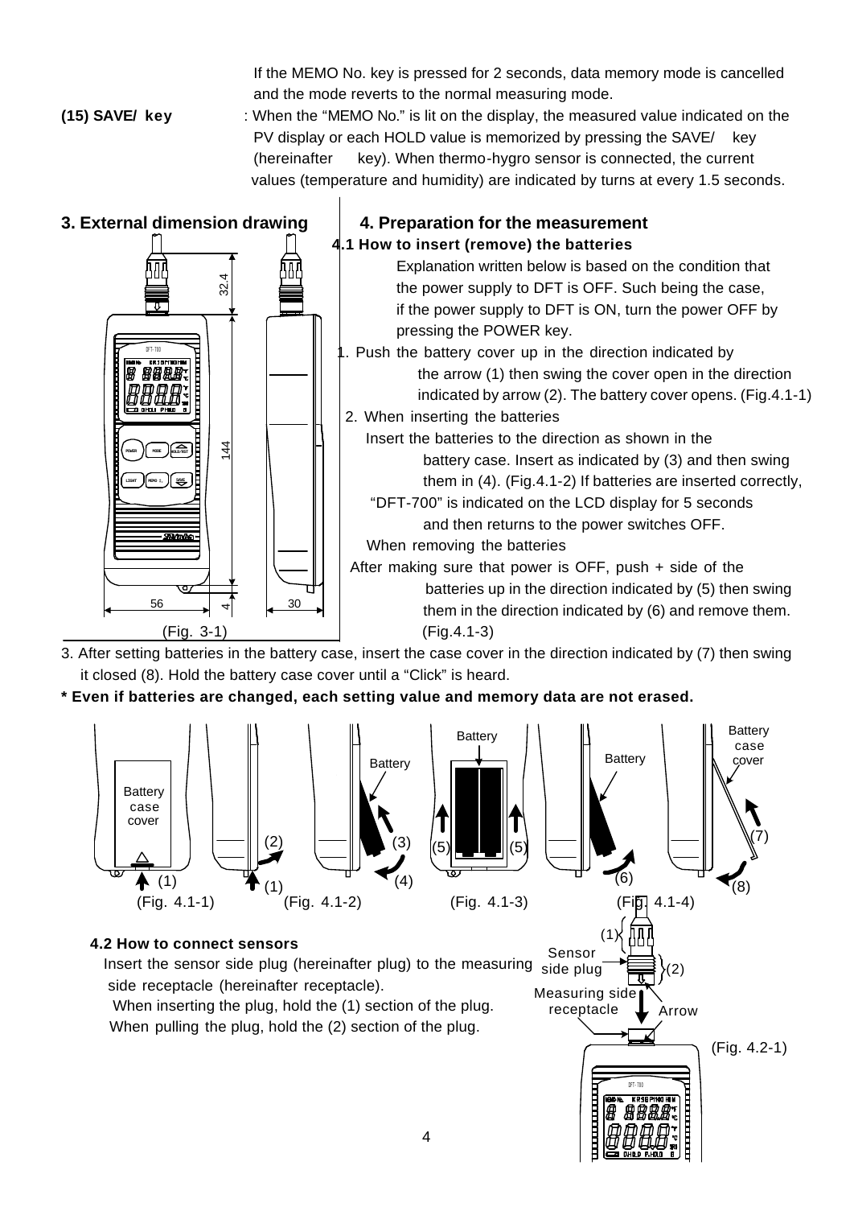If the MEMO No. key is pressed for 2 seconds, data memory mode is cancelled and the mode reverts to the normal measuring mode.

**(15) SAVE/ key** : When the "MEMO No." is lit on the display, the measured value indicated on the PV display or each HOLD value is memorized by pressing the SAVE/ key (hereinafter key). When thermo-hygro sensor is connected, the current values (temperature and humidity) are indicated by turns at every 1.5 seconds.

## 3. External dimension drawing

(Fig. 3-1)

## 4. Preparation for the measurement

### 4.1 How to insert (remove) the batteries

Explanation written below is based on the condition that the power supply to DFT is OFF. Such being the case, if the power supply to DFT is ON, turn the power OFF by pressing the POWER key.

1. Push the battery cover up in the direction indicated by the arrow (1) then swing the cover open in the direction indicated by arrow (2). The battery cover opens. (Fig.4.1-1)
2. When inserting the batteries
   Insert the batteries to the direction as shown in the battery case. Insert as indicated by (3) and then swing them in (4). (Fig.4.1-2) If batteries are inserted correctly, "DFT-700" is indicated on the LCD display for 5 seconds and then returns to the power switches OFF.
   When removing the batteries
   After making sure that power is OFF, push + side of the batteries up in the direction indicated by (5) then swing them in the direction indicated by (6) and remove them. (Fig.4.1-3)
3. After setting batteries in the battery case, insert the case cover in the direction indicated by (7) then swing it closed (8). Hold the battery case cover until a "Click" is heard.

**\* Even if batteries are changed, each setting value and memory data are not erased.**

(Fig. 4.1-1) (Fig. 4.1-2) (Fig. 4.1-3) (Fig. 4.1-4)

### 4.2 How to connect sensors

Insert the sensor side plug (hereinafter plug) to the measuring side receptacle (hereinafter receptacle).
When inserting the plug, hold the (1) section of the plug.
When pulling the plug, hold the (2) section of the plug.

(Fig. 4.2-1)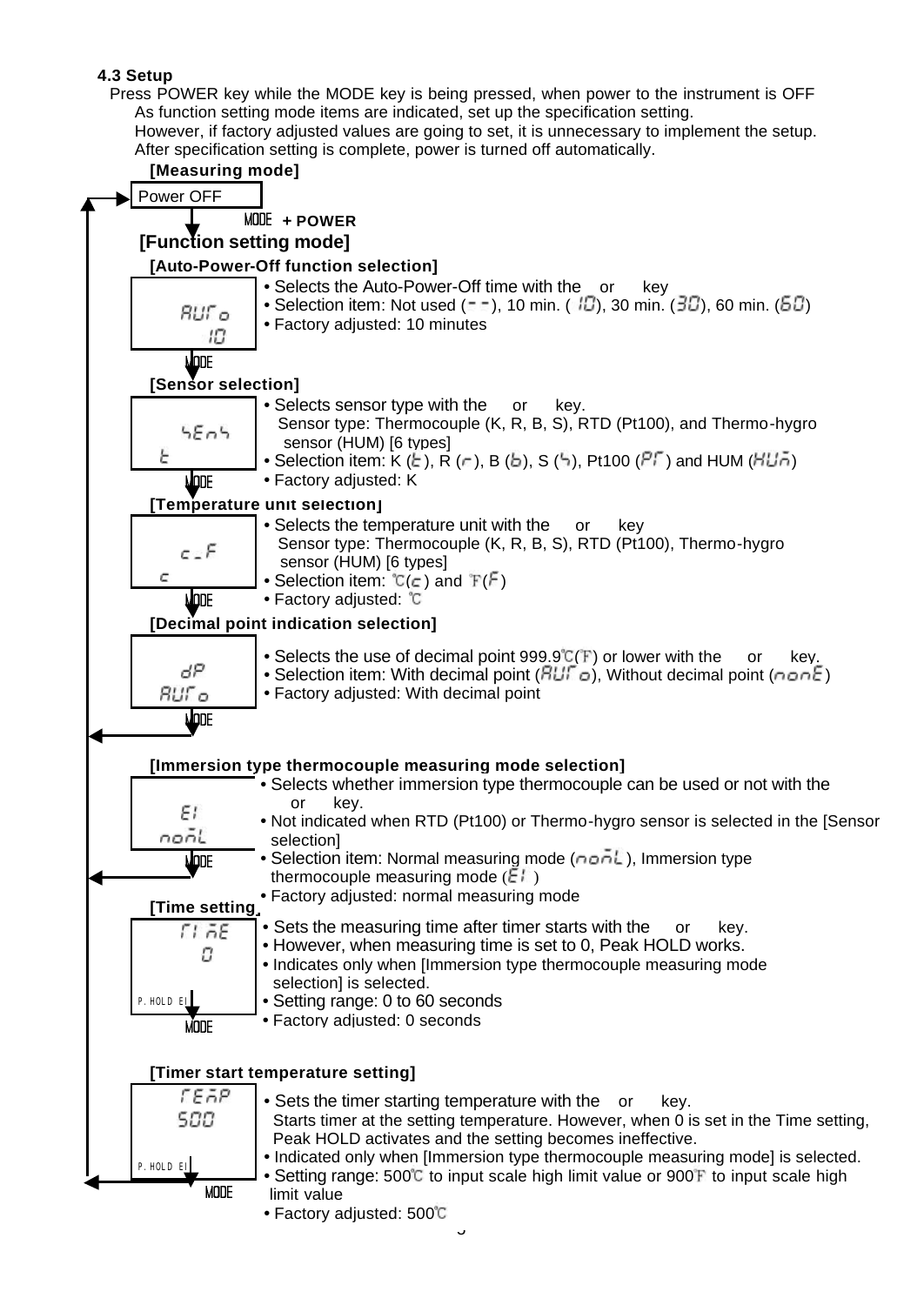### 4.3 Setup

Press POWER key while the MODE key is being pressed, when power to the instrument is OFF
As function setting mode items are indicated, set up the specification setting.
However, if factory adjusted values are going to set, it is unnecessary to implement the setup.
After specification setting is complete, power is turned off automatically.

**[Measuring mode]**

Power OFF

MODE + POWER

**[Function setting mode]**

**[Auto-Power-Off function selection]**

AUTO / 10

- Selects the Auto-Power-Off time with the or key
- Selection item: Not used (- -), 10 min. (10), 30 min. (30), 60 min. (60)
- Factory adjusted: 10 minutes

MODE

**[Sensor selection]**

SENS / K

- Selects sensor type with the or key.
  Sensor type: Thermocouple (K, R, B, S), RTD (Pt100), and Thermo-hygro sensor (HUM) [6 types]
- Selection item: K (K), R (r), B (b), S (S), Pt100 (PT) and HUM (HUM)
- Factory adjusted: K

MODE

**[Temperature unit selection]**

C_F / C

- Selects the temperature unit with the or key
  Sensor type: Thermocouple (K, R, B, S), RTD (Pt100), Thermo-hygro sensor (HUM) [6 types]
- Selection item: ℃(C) and ℉(F)
- Factory adjusted: ℃

MODE

**[Decimal point indication selection]**

dP / AUTO

- Selects the use of decimal point 999.9℃(℉) or lower with the or key.
- Selection item: With decimal point (AUTO), Without decimal point (nonE)
- Factory adjusted: With decimal point

MODE

**[Immersion type thermocouple measuring mode selection]**

EI / norL

- Selects whether immersion type thermocouple can be used or not with the or key.
- Not indicated when RTD (Pt100) or Thermo-hygro sensor is selected in the [Sensor selection]
- Selection item: Normal measuring mode (norL), Immersion type thermocouple measuring mode (EI)
- Factory adjusted: normal measuring mode

MODE

**[Time setting]**

TIME / 0 (P.HOLD EI)

- Sets the measuring time after timer starts with the or key.
- However, when measuring time is set to 0, Peak HOLD works.
- Indicates only when [Immersion type thermocouple measuring mode selection] is selected.
- Setting range: 0 to 60 seconds
- Factory adjusted: 0 seconds

MODE

**[Timer start temperature setting]**

TEMP / 500 (P.HOLD EI)

- Sets the timer starting temperature with the or key.
  Starts timer at the setting temperature. However, when 0 is set in the Time setting, Peak HOLD activates and the setting becomes ineffective.
- Indicated only when [Immersion type thermocouple measuring mode] is selected.
- Setting range: 500℃ to input scale high limit value or 900℉ to input scale high limit value
- Factory adjusted: 500℃

MODE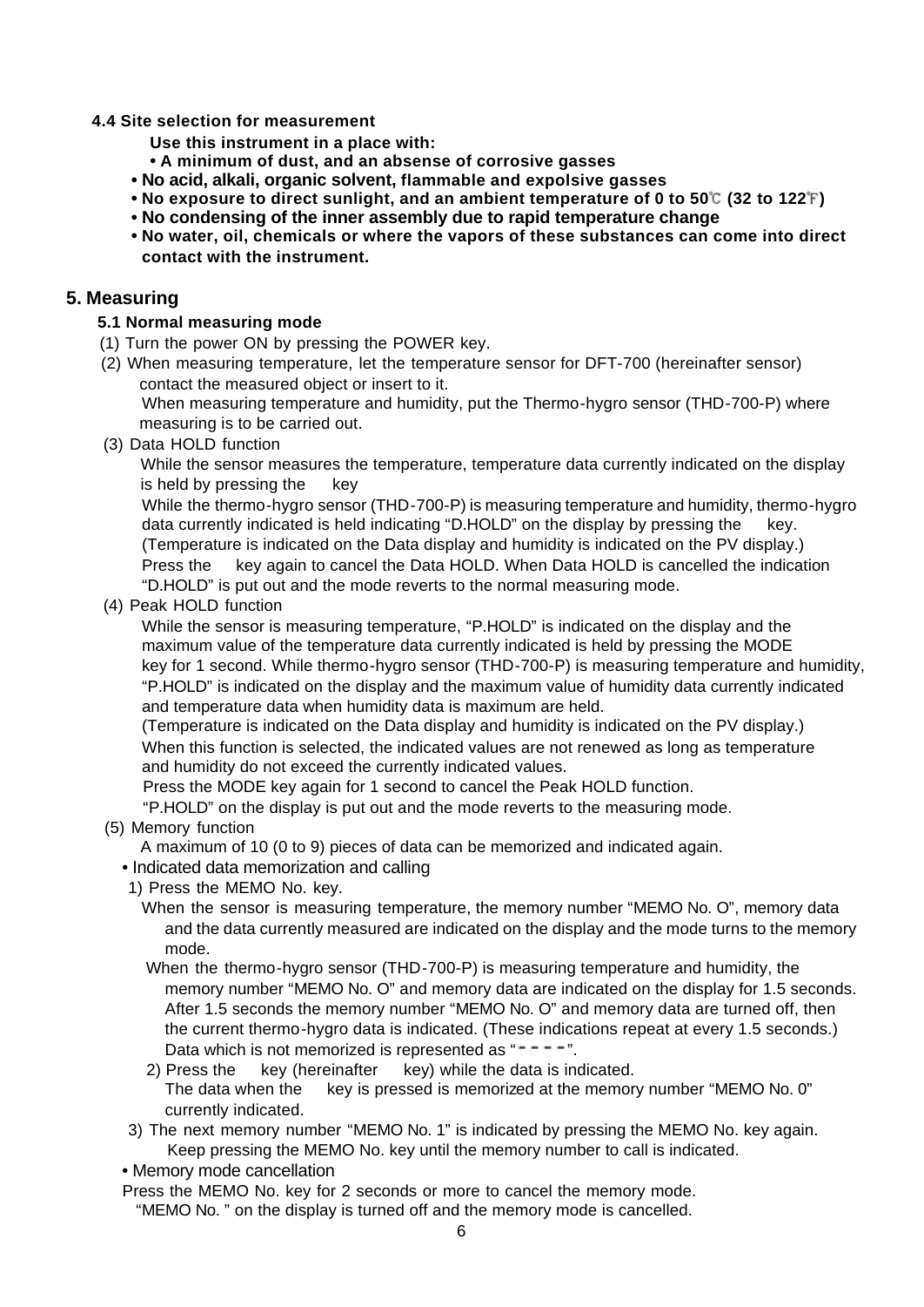### 4.4 Site selection for measurement

**Use this instrument in a place with:**

- **A minimum of dust, and an absense of corrosive gasses**
- **No acid, alkali, organic solvent, flammable and expolsive gasses**
- **No exposure to direct sunlight, and an ambient temperature of 0 to 50℃ (32 to 122℉)**
- **No condensing of the inner assembly due to rapid temperature change**
- **No water, oil, chemicals or where the vapors of these substances can come into direct contact with the instrument.**

## 5. Measuring

### 5.1 Normal measuring mode

(1) Turn the power ON by pressing the POWER key.

(2) When measuring temperature, let the temperature sensor for DFT-700 (hereinafter sensor) contact the measured object or insert to it.
When measuring temperature and humidity, put the Thermo-hygro sensor (THD-700-P) where measuring is to be carried out.

(3) Data HOLD function
While the sensor measures the temperature, temperature data currently indicated on the display is held by pressing the key
While the thermo-hygro sensor (THD-700-P) is measuring temperature and humidity, thermo-hygro data currently indicated is held indicating "D.HOLD" on the display by pressing the key.
(Temperature is indicated on the Data display and humidity is indicated on the PV display.)
Press the key again to cancel the Data HOLD. When Data HOLD is cancelled the indication "D.HOLD" is put out and the mode reverts to the normal measuring mode.

(4) Peak HOLD function
While the sensor is measuring temperature, "P.HOLD" is indicated on the display and the maximum value of the temperature data currently indicated is held by pressing the MODE key for 1 second. While thermo-hygro sensor (THD-700-P) is measuring temperature and humidity, "P.HOLD" is indicated on the display and the maximum value of humidity data currently indicated and temperature data when humidity data is maximum are held.
(Temperature is indicated on the Data display and humidity is indicated on the PV display.)
When this function is selected, the indicated values are not renewed as long as temperature and humidity do not exceed the currently indicated values.
Press the MODE key again for 1 second to cancel the Peak HOLD function.
"P.HOLD" on the display is put out and the mode reverts to the measuring mode.

(5) Memory function
A maximum of 10 (0 to 9) pieces of data can be memorized and indicated again.

- Indicated data memorization and calling

1) Press the MEMO No. key.
When the sensor is measuring temperature, the memory number "MEMO No. O", memory data and the data currently measured are indicated on the display and the mode turns to the memory mode.
When the thermo-hygro sensor (THD-700-P) is measuring temperature and humidity, the memory number "MEMO No. O" and memory data are indicated on the display for 1.5 seconds. After 1.5 seconds the memory number "MEMO No. O" and memory data are turned off, then the current thermo-hygro data is indicated. (These indications repeat at every 1.5 seconds.)
Data which is not memorized is represented as "- - - -".

2) Press the key (hereinafter key) while the data is indicated.
The data when the key is pressed is memorized at the memory number "MEMO No. 0" currently indicated.

3) The next memory number "MEMO No. 1" is indicated by pressing the MEMO No. key again.
Keep pressing the MEMO No. key until the memory number to call is indicated.

- Memory mode cancellation

Press the MEMO No. key for 2 seconds or more to cancel the memory mode.
"MEMO No. " on the display is turned off and the memory mode is cancelled.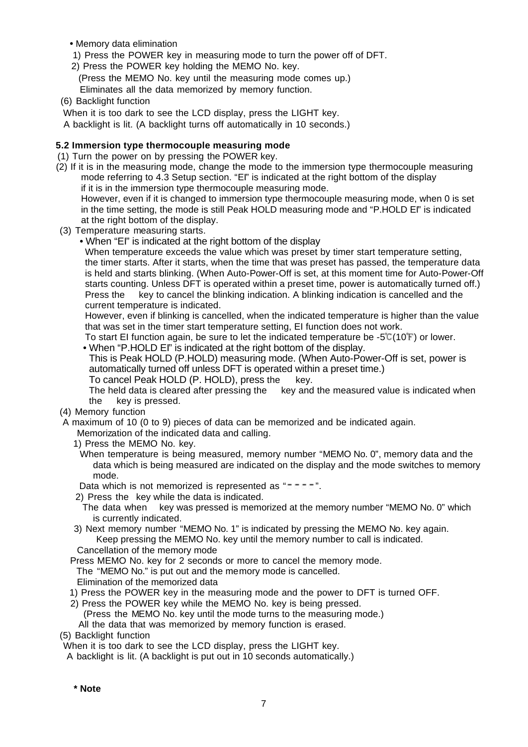• Memory data elimination

1) Press the POWER key in measuring mode to turn the power off of DFT.

2) Press the POWER key holding the MEMO No. key.

(Press the MEMO No. key until the measuring mode comes up.)

Eliminates all the data memorized by memory function.

(6) Backlight function

When it is too dark to see the LCD display, press the LIGHT key.

A backlight is lit. (A backlight turns off automatically in 10 seconds.)

**5.2 Immersion type thermocouple measuring mode**

(1) Turn the power on by pressing the POWER key.

(2) If it is in the measuring mode, change the mode to the immersion type thermocouple measuring mode referring to 4.3 Setup section. “EI” is indicated at the right bottom of the display if it is in the immersion type thermocouple measuring mode.
However, even if it is changed to immersion type thermocouple measuring mode, when 0 is set in the time setting, the mode is still Peak HOLD measuring mode and “P.HOLD EI” is indicated at the right bottom of the display.

(3) Temperature measuring starts.

• When “EI” is indicated at the right bottom of the display
When temperature exceeds the value which was preset by timer start temperature setting, the timer starts. After it starts, when the time that was preset has passed, the temperature data is held and starts blinking. (When Auto-Power-Off is set, at this moment time for Auto-Power-Off starts counting. Unless DFT is operated within a preset time, power is automatically turned off.)
Press the key to cancel the blinking indication. A blinking indication is cancelled and the current temperature is indicated.
However, even if blinking is cancelled, when the indicated temperature is higher than the value that was set in the timer start temperature setting, EI function does not work.
To start EI function again, be sure to let the indicated temperature be -5℃(10℉) or lower.

• When “P.HOLD EI” is indicated at the right bottom of the display.
This is Peak HOLD (P.HOLD) measuring mode. (When Auto-Power-Off is set, power is automatically turned off unless DFT is operated within a preset time.)
To cancel Peak HOLD (P. HOLD), press the key.
The held data is cleared after pressing the key and the measured value is indicated when the key is pressed.

(4) Memory function

A maximum of 10 (0 to 9) pieces of data can be memorized and be indicated again.

Memorization of the indicated data and calling.

1) Press the MEMO No. key.
When temperature is being measured, memory number “MEMO No. 0”, memory data and the data which is being measured are indicated on the display and the mode switches to memory mode.
Data which is not memorized is represented as “- - - -”.

2) Press the key while the data is indicated.
The data when key was pressed is memorized at the memory number “MEMO No. 0” which is currently indicated.

3) Next memory number “MEMO No. 1” is indicated by pressing the MEMO No. key again.
Keep pressing the MEMO No. key until the memory number to call is indicated.

Cancellation of the memory mode

Press MEMO No. key for 2 seconds or more to cancel the memory mode.

The “MEMO No.” is put out and the memory mode is cancelled.

Elimination of the memorized data

1) Press the POWER key in the measuring mode and the power to DFT is turned OFF.

2) Press the POWER key while the MEMO No. key is being pressed.
(Press the MEMO No. key until the mode turns to the measuring mode.)
All the data that was memorized by memory function is erased.

(5) Backlight function

When it is too dark to see the LCD display, press the LIGHT key.

A backlight is lit. (A backlight is put out in 10 seconds automatically.)

**\* Note**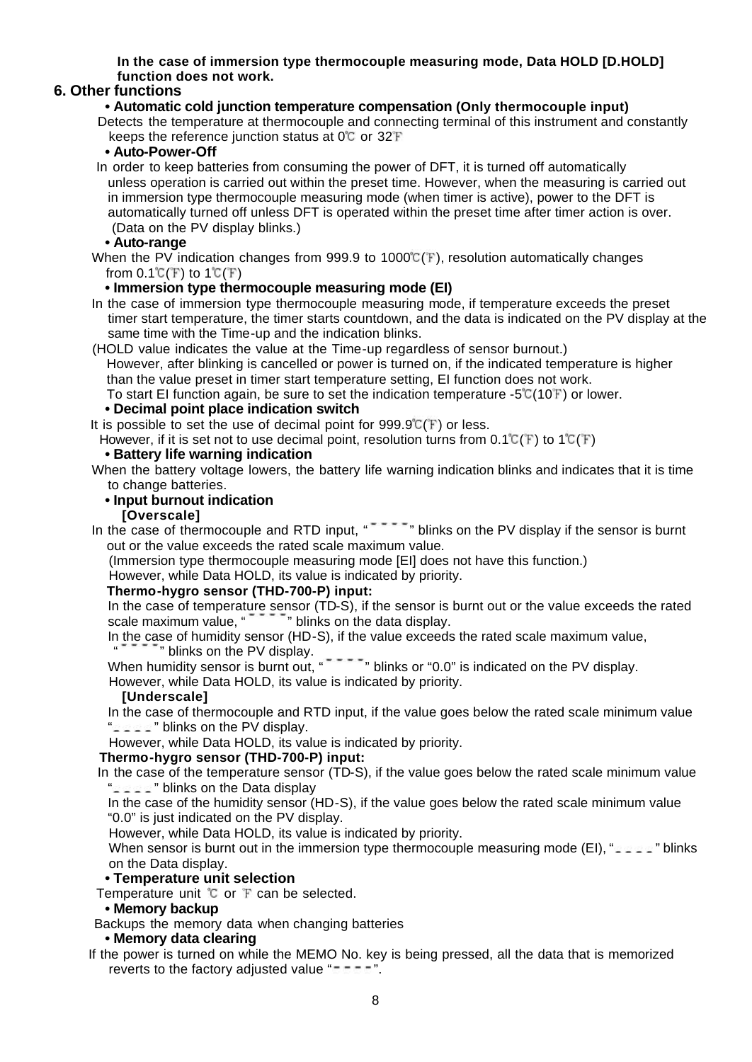**In the case of immersion type thermocouple measuring mode, Data HOLD [D.HOLD] function does not work.**

## 6. Other functions

**• Automatic cold junction temperature compensation (Only thermocouple input)**

Detects the temperature at thermocouple and connecting terminal of this instrument and constantly keeps the reference junction status at 0℃ or 32℉

**• Auto-Power-Off**

In order to keep batteries from consuming the power of DFT, it is turned off automatically unless operation is carried out within the preset time. However, when the measuring is carried out in immersion type thermocouple measuring mode (when timer is active), power to the DFT is automatically turned off unless DFT is operated within the preset time after timer action is over. (Data on the PV display blinks.)

**• Auto-range**

When the PV indication changes from 999.9 to 1000℃(℉), resolution automatically changes from 0.1℃(℉) to 1℃(℉)

**• Immersion type thermocouple measuring mode (EI)**

In the case of immersion type thermocouple measuring mode, if temperature exceeds the preset timer start temperature, the timer starts countdown, and the data is indicated on the PV display at the same time with the Time-up and the indication blinks.

(HOLD value indicates the value at the Time-up regardless of sensor burnout.)

However, after blinking is cancelled or power is turned on, if the indicated temperature is higher than the value preset in timer start temperature setting, EI function does not work.

To start EI function again, be sure to set the indication temperature -5℃(10℉) or lower.

**• Decimal point place indication switch**

It is possible to set the use of decimal point for 999.9℃(℉) or less.

However, if it is set not to use decimal point, resolution turns from 0.1℃(℉) to 1℃(℉)

**• Battery life warning indication**

When the battery voltage lowers, the battery life warning indication blinks and indicates that it is time to change batteries.

**• Input burnout indication**

**[Overscale]**

In the case of thermocouple and RTD input, "‾ ‾ ‾ ‾" blinks on the PV display if the sensor is burnt out or the value exceeds the rated scale maximum value.

(Immersion type thermocouple measuring mode [EI] does not have this function.)

However, while Data HOLD, its value is indicated by priority.

**Thermo-hygro sensor (THD-700-P) input:**

In the case of temperature sensor (TD-S), if the sensor is burnt out or the value exceeds the rated scale maximum value, "‾ ‾ ‾ ‾" blinks on the data display.

In the case of humidity sensor (HD-S), if the value exceeds the rated scale maximum value, "‾ ‾ ‾ ‾" blinks on the PV display.

When humidity sensor is burnt out, "‾ ‾ ‾ ‾" blinks or "0.0" is indicated on the PV display.

However, while Data HOLD, its value is indicated by priority.

**[Underscale]**

In the case of thermocouple and RTD input, if the value goes below the rated scale minimum value "_ _ _ _" blinks on the PV display.

However, while Data HOLD, its value is indicated by priority.

**Thermo-hygro sensor (THD-700-P) input:**

In the case of the temperature sensor (TD-S), if the value goes below the rated scale minimum value "_ _ _ _" blinks on the Data display

In the case of the humidity sensor (HD-S), if the value goes below the rated scale minimum value "0.0" is just indicated on the PV display.

However, while Data HOLD, its value is indicated by priority.

When sensor is burnt out in the immersion type thermocouple measuring mode (EI), "_ _ _ _" blinks on the Data display.

**• Temperature unit selection**

Temperature unit ℃ or ℉ can be selected.

**• Memory backup**

Backups the memory data when changing batteries

**• Memory data clearing**

If the power is turned on while the MEMO No. key is being pressed, all the data that is memorized reverts to the factory adjusted value "- - - -".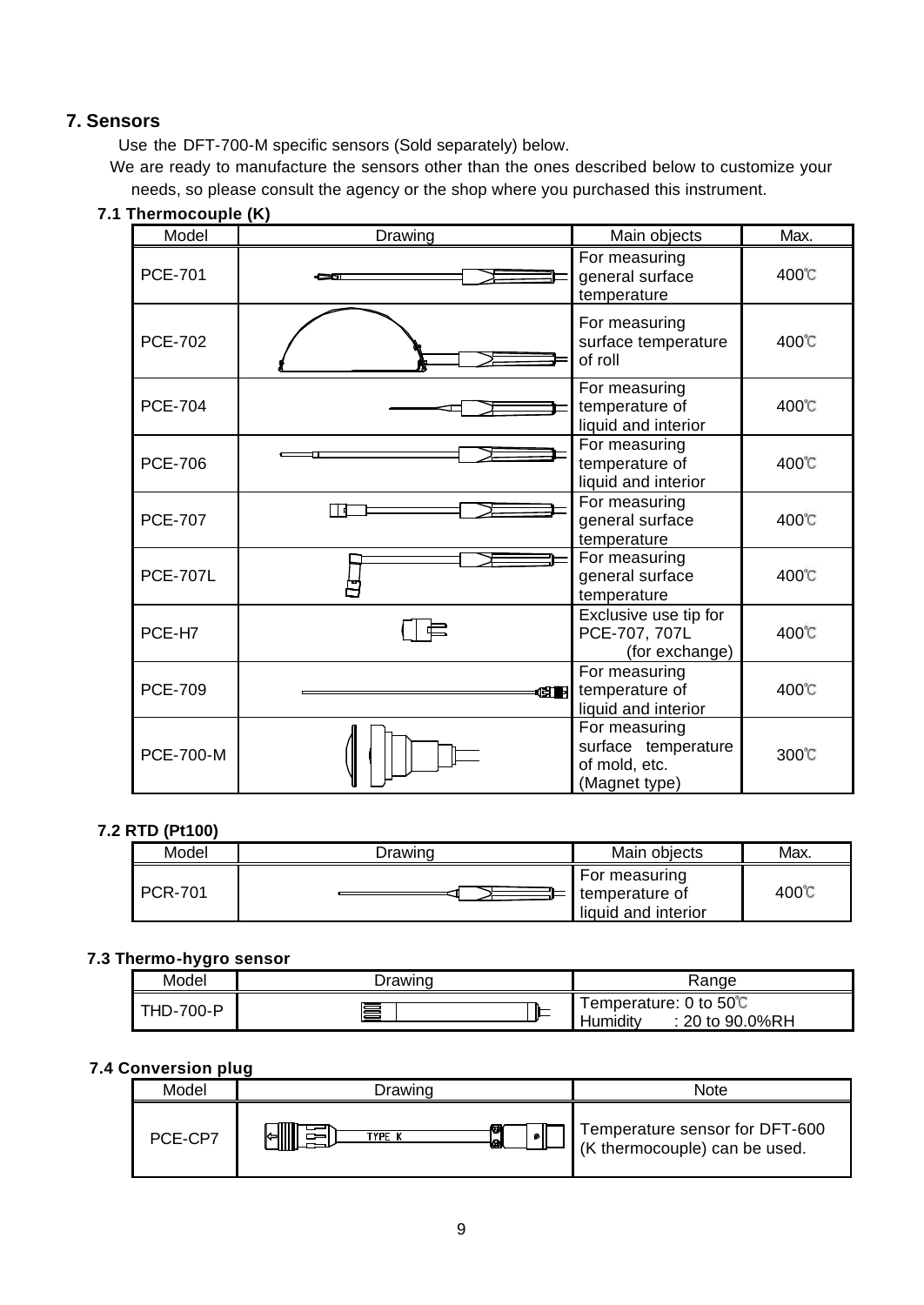## 7. Sensors

Use the DFT-700-M specific sensors (Sold separately) below.

We are ready to manufacture the sensors other than the ones described below to customize your needs, so please consult the agency or the shop where you purchased this instrument.

### 7.1 Thermocouple (K)

| Model | Drawing | Main objects | Max. |
|---|---|---|---|
| PCE-701 | | For measuring general surface temperature | 400℃ |
| PCE-702 | | For measuring surface temperature of roll | 400℃ |
| PCE-704 | | For measuring temperature of liquid and interior | 400℃ |
| PCE-706 | | For measuring temperature of liquid and interior | 400℃ |
| PCE-707 | | For measuring general surface temperature | 400℃ |
| PCE-707L | | For measuring general surface temperature | 400℃ |
| PCE-H7 | | Exclusive use tip for PCE-707, 707L (for exchange) | 400℃ |
| PCE-709 | | For measuring temperature of liquid and interior | 400℃ |
| PCE-700-M | | For measuring surface temperature of mold, etc. (Magnet type) | 300℃ |

### 7.2 RTD (Pt100)

| Model | Drawing | Main objects | Max. |
|---|---|---|---|
| PCR-701 | | For measuring temperature of liquid and interior | 400℃ |

### 7.3 Thermo-hygro sensor

| Model | Drawing | Range |
|---|---|---|
| THD-700-P | | Temperature: 0 to 50℃<br>Humidity : 20 to 90.0%RH |

### 7.4 Conversion plug

| Model | Drawing | Note |
|---|---|---|
| PCE-CP7 | TYPE K | Temperature sensor for DFT-600 (K thermocouple) can be used. |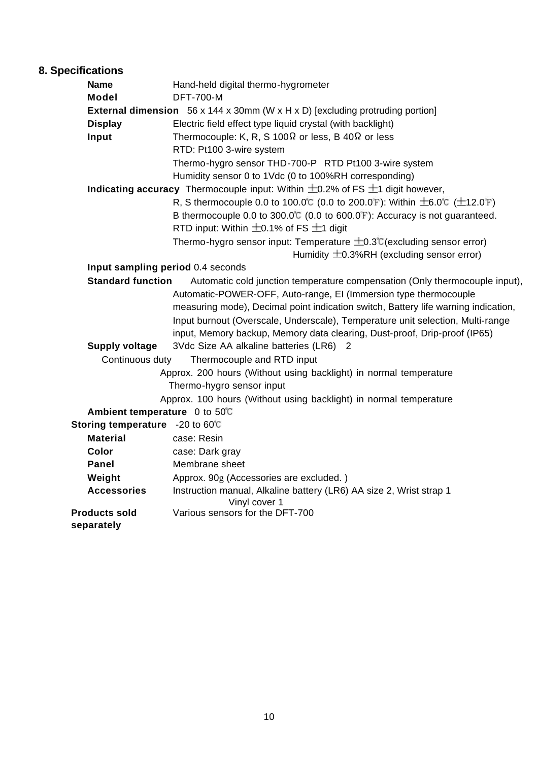## 8. Specifications

**Name** Hand-held digital thermo-hygrometer

**Model** DFT-700-M

**External dimension** 56 x 144 x 30mm (W x H x D) [excluding protruding portion]

**Display** Electric field effect type liquid crystal (with backlight)

**Input** Thermocouple: K, R, S 100Ω or less, B 40Ω or less
RTD: Pt100 3-wire system
Thermo-hygro sensor THD-700-P RTD Pt100 3-wire system
Humidity sensor 0 to 1Vdc (0 to 100%RH corresponding)

**Indicating accuracy** Thermocouple input: Within ±0.2% of FS ±1 digit however,
R, S thermocouple 0.0 to 100.0℃ (0.0 to 200.0℉): Within ±6.0℃ (±12.0℉)
B thermocouple 0.0 to 300.0℃ (0.0 to 600.0℉): Accuracy is not guaranteed.
RTD input: Within ±0.1% of FS ±1 digit
Thermo-hygro sensor input: Temperature ±0.3℃(excluding sensor error)
Humidity ±0.3%RH (excluding sensor error)

**Input sampling period** 0.4 seconds

**Standard function** Automatic cold junction temperature compensation (Only thermocouple input), Automatic-POWER-OFF, Auto-range, EI (Immersion type thermocouple measuring mode), Decimal point indication switch, Battery life warning indication, Input burnout (Overscale, Underscale), Temperature unit selection, Multi-range input, Memory backup, Memory data clearing, Dust-proof, Drip-proof (IP65)

**Supply voltage** 3Vdc Size AA alkaline batteries (LR6) 2

Continuous duty Thermocouple and RTD input
Approx. 200 hours (Without using backlight) in normal temperature
Thermo-hygro sensor input
Approx. 100 hours (Without using backlight) in normal temperature

**Ambient temperature** 0 to 50℃

**Storing temperature** -20 to 60℃

**Material** case: Resin

**Color** case: Dark gray

**Panel** Membrane sheet

**Weight** Approx. 90g (Accessories are excluded. )

**Accessories** Instruction manual, Alkaline battery (LR6) AA size 2, Wrist strap 1
Vinyl cover 1

**Products sold separately** Various sensors for the DFT-700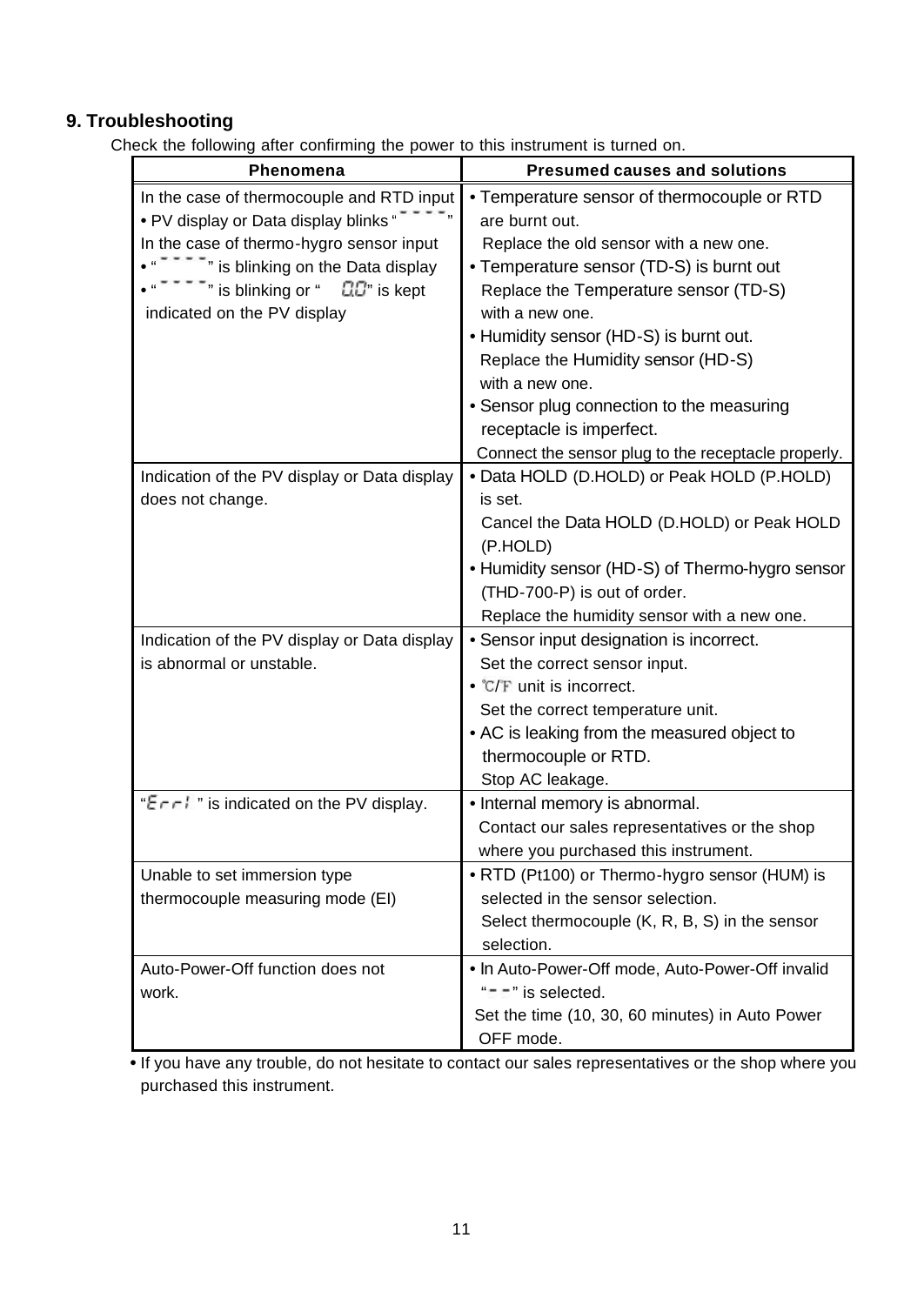## 9. Troubleshooting

Check the following after confirming the power to this instrument is turned on.

| Phenomena | Presumed causes and solutions |
|---|---|
| In the case of thermocouple and RTD input<br>• PV display or Data display blinks "- - - -"<br>In the case of thermo-hygro sensor input<br>• "- - - -" is blinking on the Data display<br>• "- - - -" is blinking or "0.0" is kept indicated on the PV display | • Temperature sensor of thermocouple or RTD are burnt out.<br>Replace the old sensor with a new one.<br>• Temperature sensor (TD-S) is burnt out<br>Replace the Temperature sensor (TD-S) with a new one.<br>• Humidity sensor (HD-S) is burnt out.<br>Replace the Humidity sensor (HD-S) with a new one.<br>• Sensor plug connection to the measuring receptacle is imperfect.<br>Connect the sensor plug to the receptacle properly. |
| Indication of the PV display or Data display does not change. | • Data HOLD (D.HOLD) or Peak HOLD (P.HOLD) is set.<br>Cancel the Data HOLD (D.HOLD) or Peak HOLD (P.HOLD)<br>• Humidity sensor (HD-S) of Thermo-hygro sensor (THD-700-P) is out of order.<br>Replace the humidity sensor with a new one. |
| Indication of the PV display or Data display is abnormal or unstable. | • Sensor input designation is incorrect.<br>Set the correct sensor input.<br>• °C/°F unit is incorrect.<br>Set the correct temperature unit.<br>• AC is leaking from the measured object to thermocouple or RTD.<br>Stop AC leakage. |
| "Err1" is indicated on the PV display. | • Internal memory is abnormal.<br>Contact our sales representatives or the shop where you purchased this instrument. |
| Unable to set immersion type thermocouple measuring mode (EI) | • RTD (Pt100) or Thermo-hygro sensor (HUM) is selected in the sensor selection.<br>Select thermocouple (K, R, B, S) in the sensor selection. |
| Auto-Power-Off function does not work. | • In Auto-Power-Off mode, Auto-Power-Off invalid "- -" is selected.<br>Set the time (10, 30, 60 minutes) in Auto Power OFF mode. |

• If you have any trouble, do not hesitate to contact our sales representatives or the shop where you purchased this instrument.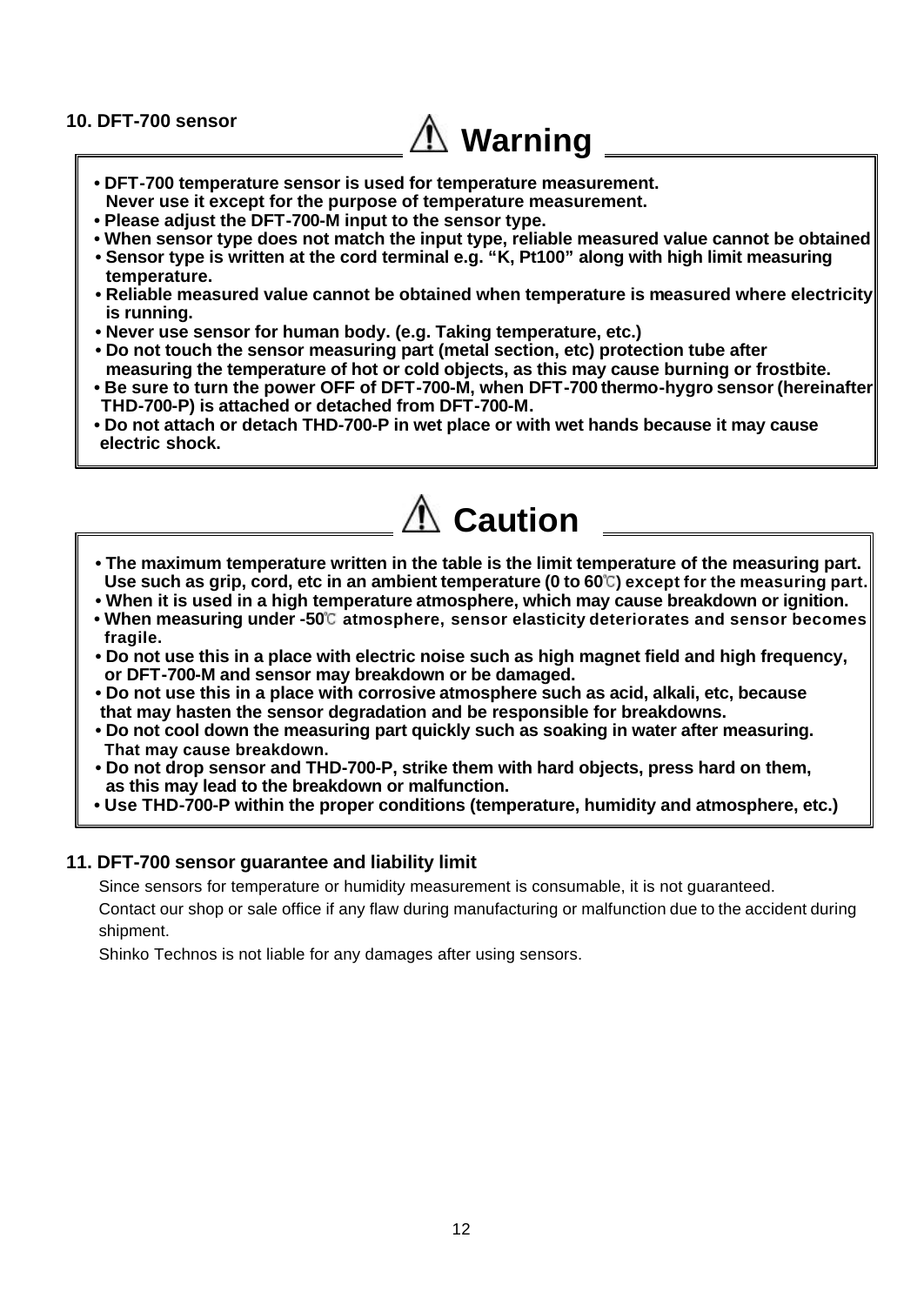## 10. DFT-700 sensor

### ⚠ Warning

- **DFT-700 temperature sensor is used for temperature measurement. Never use it except for the purpose of temperature measurement.**
- **Please adjust the DFT-700-M input to the sensor type.**
- **When sensor type does not match the input type, reliable measured value cannot be obtained**
- **Sensor type is written at the cord terminal e.g. "K, Pt100" along with high limit measuring temperature.**
- **Reliable measured value cannot be obtained when temperature is measured where electricity is running.**
- **Never use sensor for human body. (e.g. Taking temperature, etc.)**
- **Do not touch the sensor measuring part (metal section, etc) protection tube after measuring the temperature of hot or cold objects, as this may cause burning or frostbite.**
- **Be sure to turn the power OFF of DFT-700-M, when DFT-700 thermo-hygro sensor (hereinafter THD-700-P) is attached or detached from DFT-700-M.**
- **Do not attach or detach THD-700-P in wet place or with wet hands because it may cause electric shock.**

### ⚠ Caution

- **The maximum temperature written in the table is the limit temperature of the measuring part. Use such as grip, cord, etc in an ambient temperature (0 to 60℃) except for the measuring part.**
- **When it is used in a high temperature atmosphere, which may cause breakdown or ignition.**
- **When measuring under -50℃ atmosphere, sensor elasticity deteriorates and sensor becomes fragile.**
- **Do not use this in a place with electric noise such as high magnet field and high frequency, or DFT-700-M and sensor may breakdown or be damaged.**
- **Do not use this in a place with corrosive atmosphere such as acid, alkali, etc, because that may hasten the sensor degradation and be responsible for breakdowns.**
- **Do not cool down the measuring part quickly such as soaking in water after measuring. That may cause breakdown.**
- **Do not drop sensor and THD-700-P, strike them with hard objects, press hard on them, as this may lead to the breakdown or malfunction.**
- **Use THD-700-P within the proper conditions (temperature, humidity and atmosphere, etc.)**

## 11. DFT-700 sensor guarantee and liability limit

Since sensors for temperature or humidity measurement is consumable, it is not guaranteed.

Contact our shop or sale office if any flaw during manufacturing or malfunction due to the accident during shipment.

Shinko Technos is not liable for any damages after using sensors.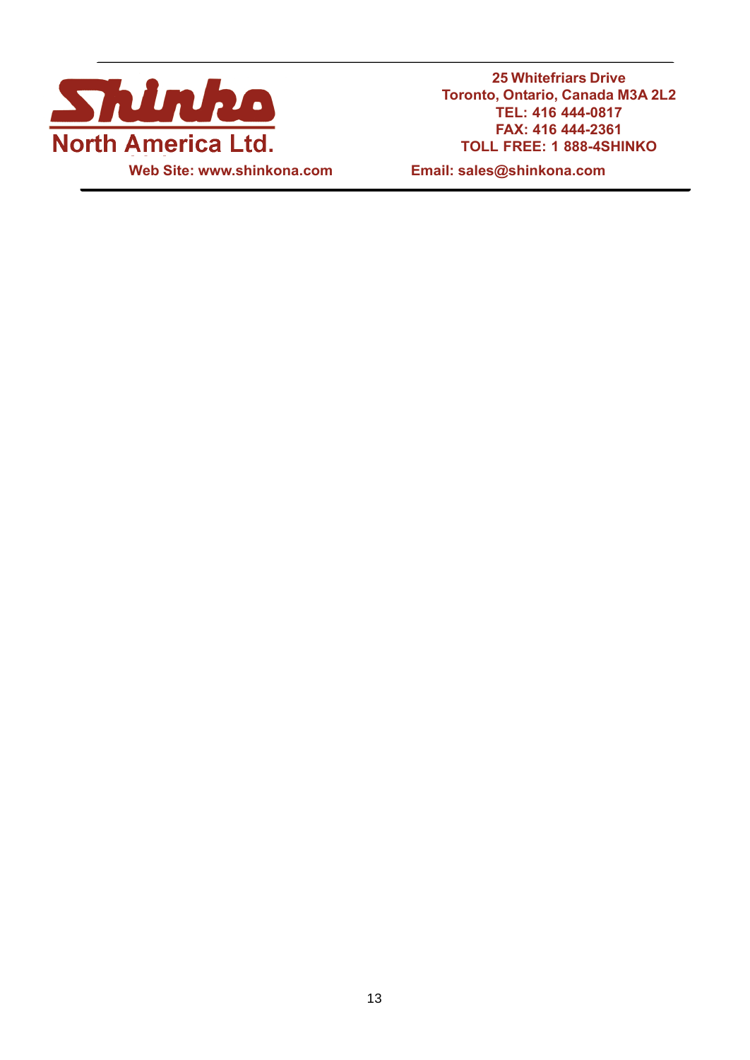**Shinko**

**North America Ltd.**

**25 Whitefriars Drive**
**Toronto, Ontario, Canada M3A 2L2**
**TEL: 416 444-0817**
**FAX: 416 444-2361**
**TOLL FREE: 1 888-4SHINKO**

**Web Site: www.shinkona.com**

**Email: sales@shinkona.com**